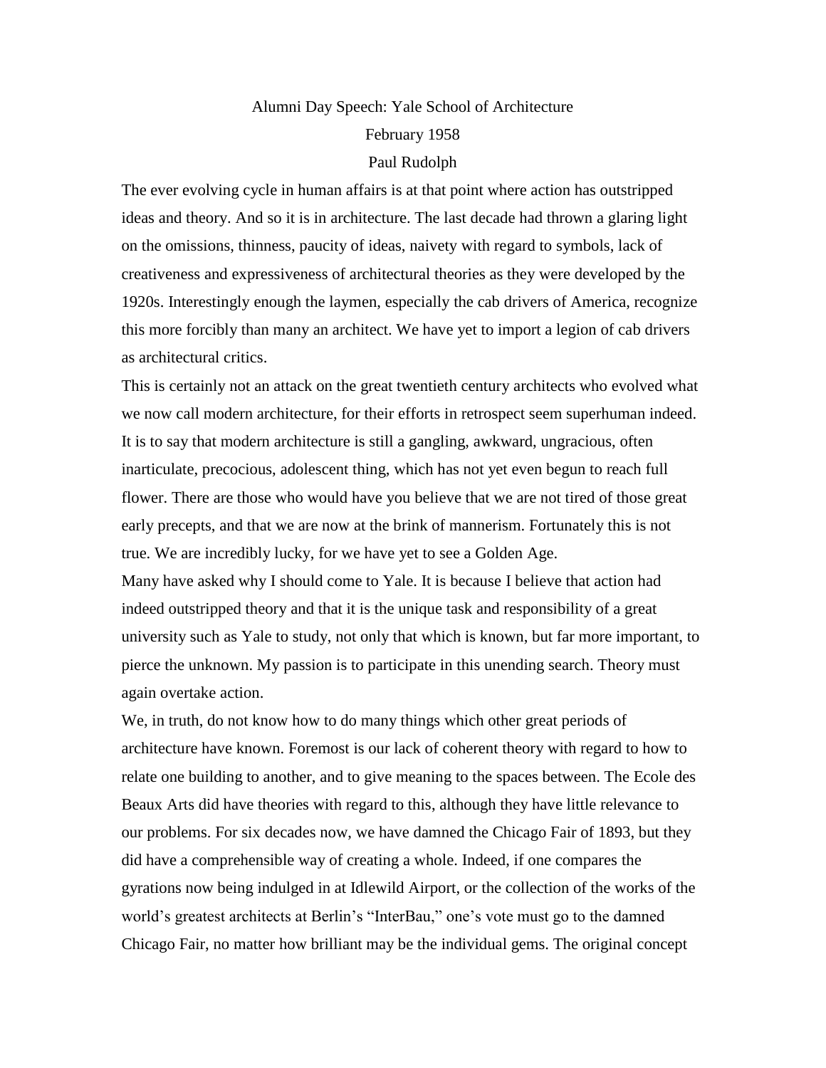# Alumni Day Speech: Yale School of Architecture

February 1958

Paul Rudolph

The ever evolving cycle in human affairs is at that point where action has outstripped ideas and theory. And so it is in architecture. The last decade had thrown a glaring light on the omissions, thinness, paucity of ideas, naivety with regard to symbols, lack of creativeness and expressiveness of architectural theories as they were developed by the 1920s. Interestingly enough the laymen, especially the cab drivers of America, recognize this more forcibly than many an architect. We have yet to import a legion of cab drivers as architectural critics.

This is certainly not an attack on the great twentieth century architects who evolved what we now call modern architecture, for their efforts in retrospect seem superhuman indeed. It is to say that modern architecture is still a gangling, awkward, ungracious, often inarticulate, precocious, adolescent thing, which has not yet even begun to reach full flower. There are those who would have you believe that we are not tired of those great early precepts, and that we are now at the brink of mannerism. Fortunately this is not true. We are incredibly lucky, for we have yet to see a Golden Age.

Many have asked why I should come to Yale. It is because I believe that action had indeed outstripped theory and that it is the unique task and responsibility of a great university such as Yale to study, not only that which is known, but far more important, to pierce the unknown. My passion is to participate in this unending search. Theory must again overtake action.

We, in truth, do not know how to do many things which other great periods of architecture have known. Foremost is our lack of coherent theory with regard to how to relate one building to another, and to give meaning to the spaces between. The Ecole des Beaux Arts did have theories with regard to this, although they have little relevance to our problems. For six decades now, we have damned the Chicago Fair of 1893, but they did have a comprehensible way of creating a whole. Indeed, if one compares the gyrations now being indulged in at Idlewild Airport, or the collection of the works of the world's greatest architects at Berlin's "InterBau," one's vote must go to the damned Chicago Fair, no matter how brilliant may be the individual gems. The original concept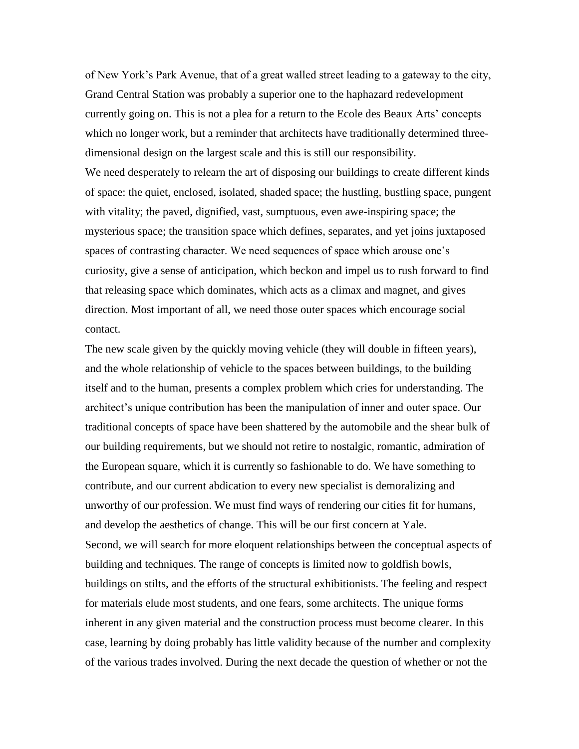of New York's Park Avenue, that of a great walled street leading to a gateway to the city, Grand Central Station was probably a superior one to the haphazard redevelopment currently going on. This is not a plea for a return to the Ecole des Beaux Arts' concepts which no longer work, but a reminder that architects have traditionally determined three-dimensional design on the largest scale and this is still our responsibility.

We need desperately to relearn the art of disposing our buildings to create different kinds of space: the quiet, enclosed, isolated, shaded space; the hustling, bustling space, pungent with vitality; the paved, dignified, vast, sumptuous, even awe-inspiring space; the mysterious space; the transition space which defines, separates, and yet joins juxtaposed spaces of contrasting character. We need sequences of space which arouse one's curiosity, give a sense of anticipation, which beckon and impel us to rush forward to find that releasing space which dominates, which acts as a climax and magnet, and gives direction. Most important of all, we need those outer spaces which encourage social contact.

The new scale given by the quickly moving vehicle (they will double in fifteen years), and the whole relationship of vehicle to the spaces between buildings, to the building itself and to the human, presents a complex problem which cries for understanding. The architect's unique contribution has been the manipulation of inner and outer space. Our traditional concepts of space have been shattered by the automobile and the shear bulk of our building requirements, but we should not retire to nostalgic, romantic, admiration of the European square, which it is currently so fashionable to do. We have something to contribute, and our current abdication to every new specialist is demoralizing and unworthy of our profession. We must find ways of rendering our cities fit for humans, and develop the aesthetics of change. This will be our first concern at Yale.

Second, we will search for more eloquent relationships between the conceptual aspects of building and techniques. The range of concepts is limited now to goldfish bowls, buildings on stilts, and the efforts of the structural exhibitionists. The feeling and respect for materials elude most students, and one fears, some architects. The unique forms inherent in any given material and the construction process must become clearer. In this case, learning by doing probably has little validity because of the number and complexity of the various trades involved. During the next decade the question of whether or not the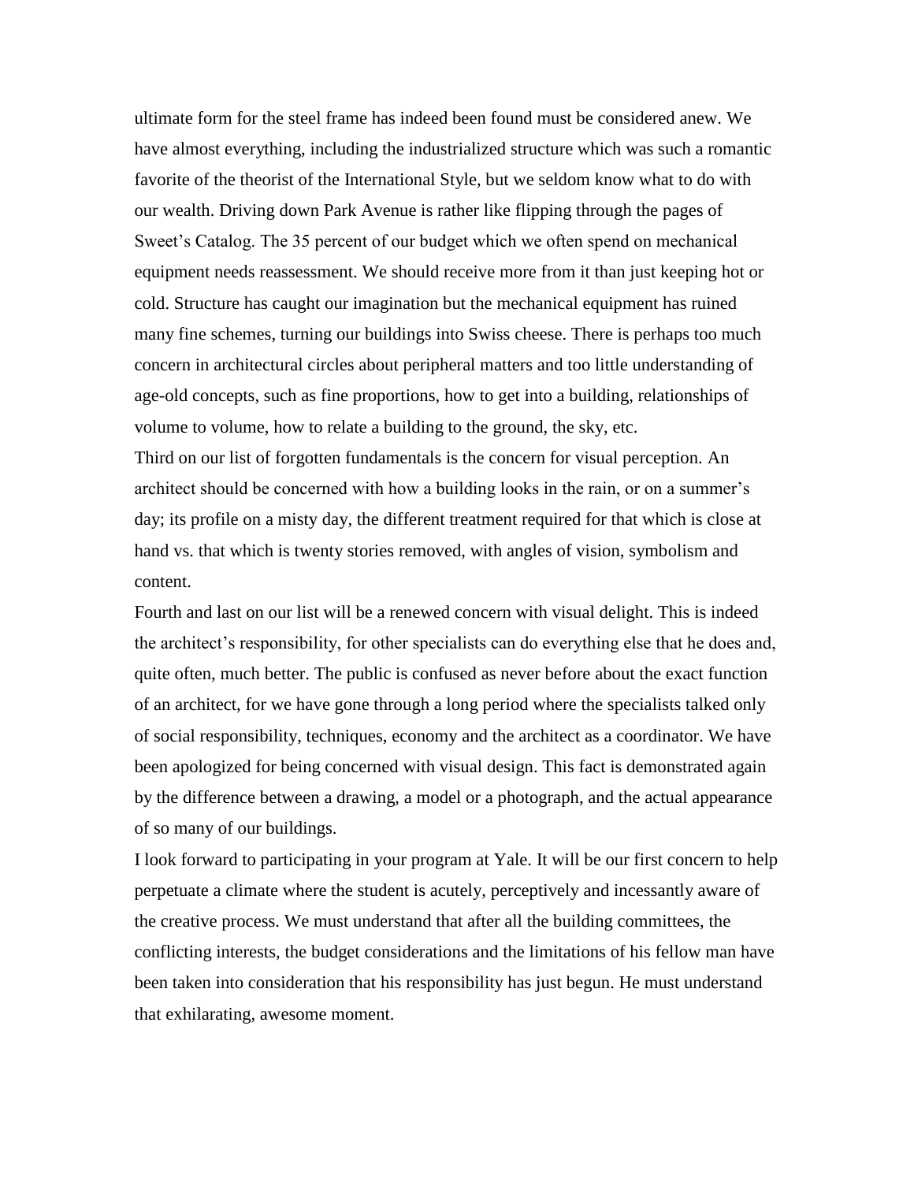ultimate form for the steel frame has indeed been found must be considered anew. We have almost everything, including the industrialized structure which was such a romantic favorite of the theorist of the International Style, but we seldom know what to do with our wealth. Driving down Park Avenue is rather like flipping through the pages of Sweet's Catalog. The 35 percent of our budget which we often spend on mechanical equipment needs reassessment. We should receive more from it than just keeping hot or cold. Structure has caught our imagination but the mechanical equipment has ruined many fine schemes, turning our buildings into Swiss cheese. There is perhaps too much concern in architectural circles about peripheral matters and too little understanding of age-old concepts, such as fine proportions, how to get into a building, relationships of volume to volume, how to relate a building to the ground, the sky, etc.

Third on our list of forgotten fundamentals is the concern for visual perception. An architect should be concerned with how a building looks in the rain, or on a summer's day; its profile on a misty day, the different treatment required for that which is close at hand vs. that which is twenty stories removed, with angles of vision, symbolism and content.

Fourth and last on our list will be a renewed concern with visual delight. This is indeed the architect's responsibility, for other specialists can do everything else that he does and, quite often, much better. The public is confused as never before about the exact function of an architect, for we have gone through a long period where the specialists talked only of social responsibility, techniques, economy and the architect as a coordinator. We have been apologized for being concerned with visual design. This fact is demonstrated again by the difference between a drawing, a model or a photograph, and the actual appearance of so many of our buildings.

I look forward to participating in your program at Yale. It will be our first concern to help perpetuate a climate where the student is acutely, perceptively and incessantly aware of the creative process. We must understand that after all the building committees, the conflicting interests, the budget considerations and the limitations of his fellow man have been taken into consideration that his responsibility has just begun. He must understand that exhilarating, awesome moment.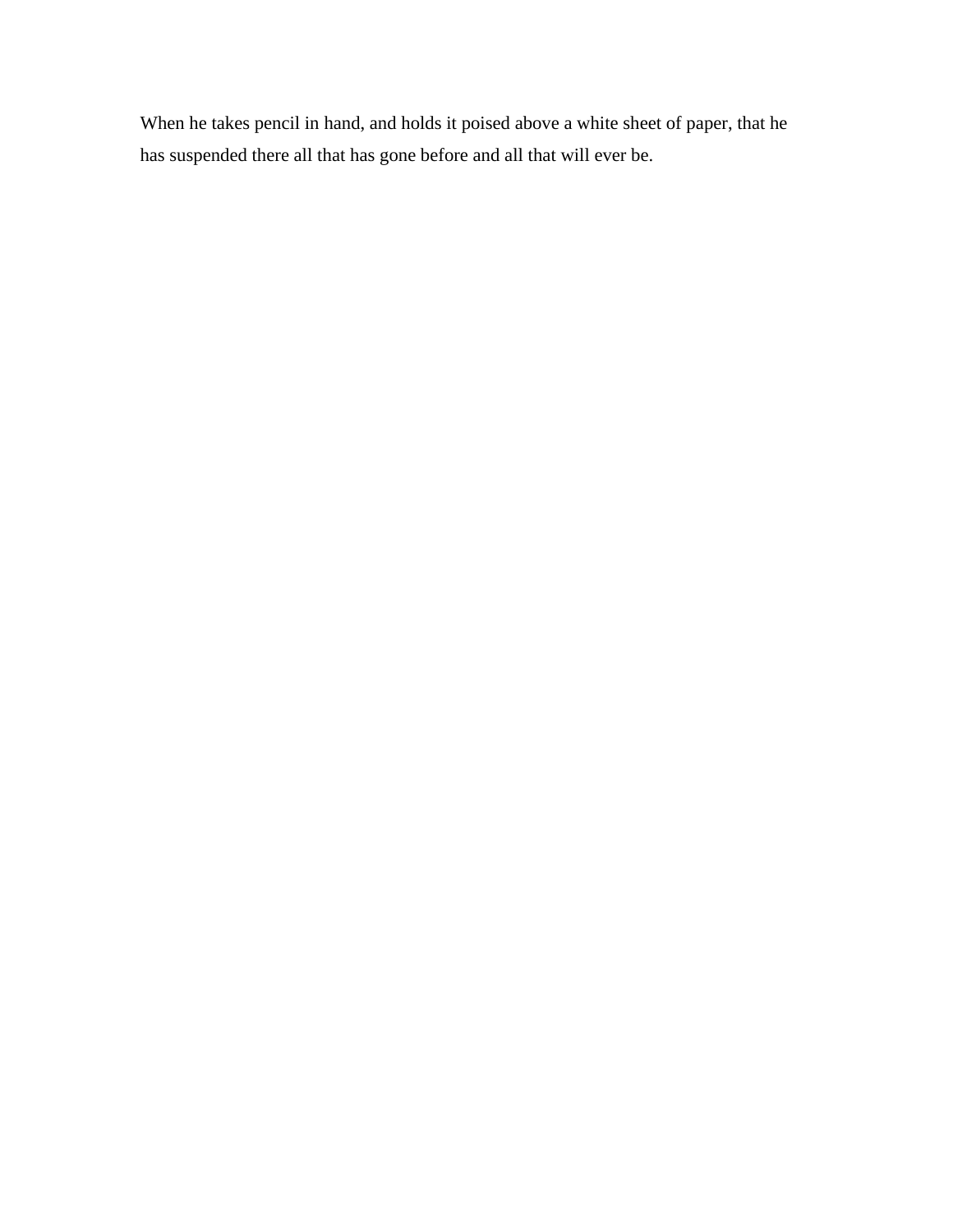When he takes pencil in hand, and holds it poised above a white sheet of paper, that he has suspended there all that has gone before and all that will ever be.